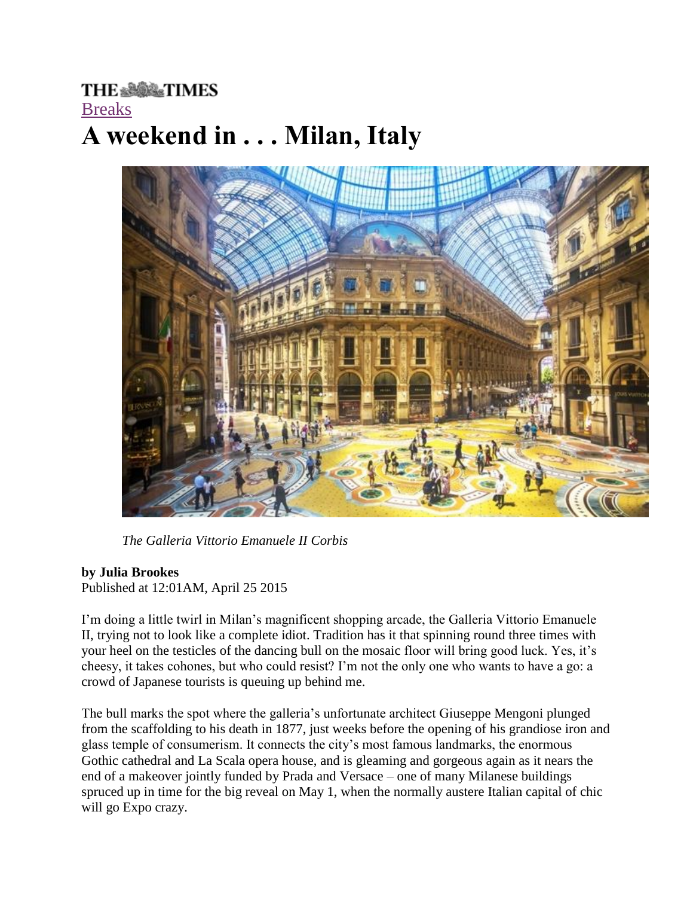THE TIMES

Breaks

# A weekend in . . . Milan, Italy

*The Galleria Vittorio Emanuele II Corbis*

**by Julia Brookes**
Published at 12:01AM, April 25 2015

I'm doing a little twirl in Milan's magnificent shopping arcade, the Galleria Vittorio Emanuele II, trying not to look like a complete idiot. Tradition has it that spinning round three times with your heel on the testicles of the dancing bull on the mosaic floor will bring good luck. Yes, it's cheesy, it takes cohones, but who could resist? I'm not the only one who wants to have a go: a crowd of Japanese tourists is queuing up behind me.

The bull marks the spot where the galleria's unfortunate architect Giuseppe Mengoni plunged from the scaffolding to his death in 1877, just weeks before the opening of his grandiose iron and glass temple of consumerism. It connects the city's most famous landmarks, the enormous Gothic cathedral and La Scala opera house, and is gleaming and gorgeous again as it nears the end of a makeover jointly funded by Prada and Versace – one of many Milanese buildings spruced up in time for the big reveal on May 1, when the normally austere Italian capital of chic will go Expo crazy.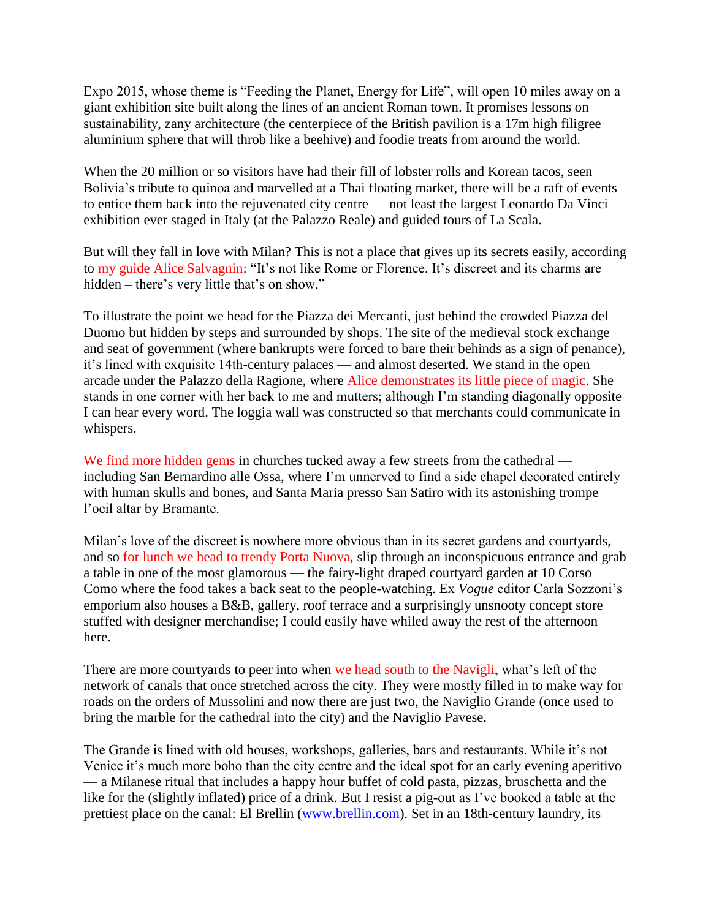Expo 2015, whose theme is "Feeding the Planet, Energy for Life", will open 10 miles away on a giant exhibition site built along the lines of an ancient Roman town. It promises lessons on sustainability, zany architecture (the centerpiece of the British pavilion is a 17m high filigree aluminium sphere that will throb like a beehive) and foodie treats from around the world.

When the 20 million or so visitors have had their fill of lobster rolls and Korean tacos, seen Bolivia's tribute to quinoa and marvelled at a Thai floating market, there will be a raft of events to entice them back into the rejuvenated city centre — not least the largest Leonardo Da Vinci exhibition ever staged in Italy (at the Palazzo Reale) and guided tours of La Scala.

But will they fall in love with Milan? This is not a place that gives up its secrets easily, according to my guide Alice Salvagnin: "It's not like Rome or Florence. It's discreet and its charms are hidden – there's very little that's on show."

To illustrate the point we head for the Piazza dei Mercanti, just behind the crowded Piazza del Duomo but hidden by steps and surrounded by shops. The site of the medieval stock exchange and seat of government (where bankrupts were forced to bare their behinds as a sign of penance), it's lined with exquisite 14th-century palaces — and almost deserted. We stand in the open arcade under the Palazzo della Ragione, where Alice demonstrates its little piece of magic. She stands in one corner with her back to me and mutters; although I'm standing diagonally opposite I can hear every word. The loggia wall was constructed so that merchants could communicate in whispers.

We find more hidden gems in churches tucked away a few streets from the cathedral — including San Bernardino alle Ossa, where I'm unnerved to find a side chapel decorated entirely with human skulls and bones, and Santa Maria presso San Satiro with its astonishing trompe l'oeil altar by Bramante.

Milan's love of the discreet is nowhere more obvious than in its secret gardens and courtyards, and so for lunch we head to trendy Porta Nuova, slip through an inconspicuous entrance and grab a table in one of the most glamorous — the fairy-light draped courtyard garden at 10 Corso Como where the food takes a back seat to the people-watching. Ex *Vogue* editor Carla Sozzoni's emporium also houses a B&B, gallery, roof terrace and a surprisingly unsnooty concept store stuffed with designer merchandise; I could easily have whiled away the rest of the afternoon here.

There are more courtyards to peer into when we head south to the Navigli, what's left of the network of canals that once stretched across the city. They were mostly filled in to make way for roads on the orders of Mussolini and now there are just two, the Naviglio Grande (once used to bring the marble for the cathedral into the city) and the Naviglio Pavese.

The Grande is lined with old houses, workshops, galleries, bars and restaurants. While it's not Venice it's much more boho than the city centre and the ideal spot for an early evening aperitivo — a Milanese ritual that includes a happy hour buffet of cold pasta, pizzas, bruschetta and the like for the (slightly inflated) price of a drink. But I resist a pig-out as I've booked a table at the prettiest place on the canal: El Brellin (www.brellin.com). Set in an 18th-century laundry, its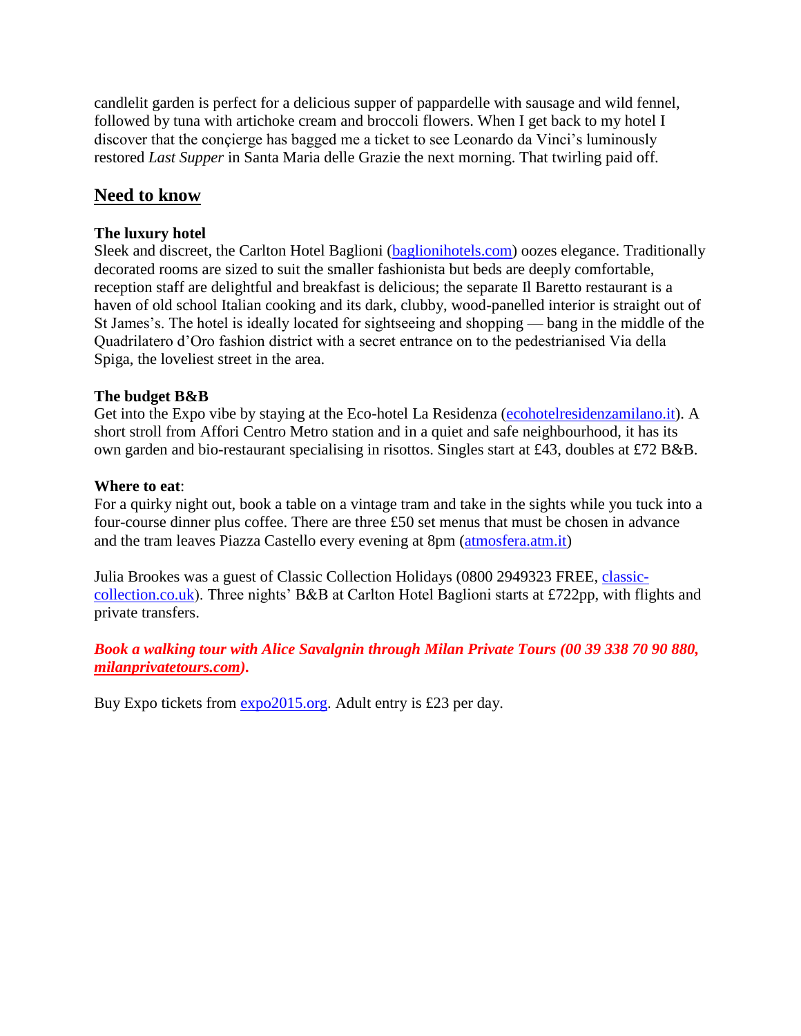candlelit garden is perfect for a delicious supper of pappardelle with sausage and wild fennel, followed by tuna with artichoke cream and broccoli flowers. When I get back to my hotel I discover that the conçierge has bagged me a ticket to see Leonardo da Vinci's luminously restored *Last Supper* in Santa Maria delle Grazie the next morning. That twirling paid off.

## Need to know

**The luxury hotel**
Sleek and discreet, the Carlton Hotel Baglioni (baglionihotels.com) oozes elegance. Traditionally decorated rooms are sized to suit the smaller fashionista but beds are deeply comfortable, reception staff are delightful and breakfast is delicious; the separate Il Baretto restaurant is a haven of old school Italian cooking and its dark, clubby, wood-panelled interior is straight out of St James's. The hotel is ideally located for sightseeing and shopping — bang in the middle of the Quadrilatero d'Oro fashion district with a secret entrance on to the pedestrianised Via della Spiga, the loveliest street in the area.

**The budget B&B**
Get into the Expo vibe by staying at the Eco-hotel La Residenza (ecohotelresidenzamilano.it). A short stroll from Affori Centro Metro station and in a quiet and safe neighbourhood, it has its own garden and bio-restaurant specialising in risottos. Singles start at £43, doubles at £72 B&B.

**Where to eat**:
For a quirky night out, book a table on a vintage tram and take in the sights while you tuck into a four-course dinner plus coffee. There are three £50 set menus that must be chosen in advance and the tram leaves Piazza Castello every evening at 8pm (atmosfera.atm.it)

Julia Brookes was a guest of Classic Collection Holidays (0800 2949323 FREE, classic-collection.co.uk). Three nights' B&B at Carlton Hotel Baglioni starts at £722pp, with flights and private transfers.

***Book a walking tour with Alice Savalgnin through Milan Private Tours (00 39 338 70 90 880, milanprivatetours.com).***

Buy Expo tickets from expo2015.org. Adult entry is £23 per day.